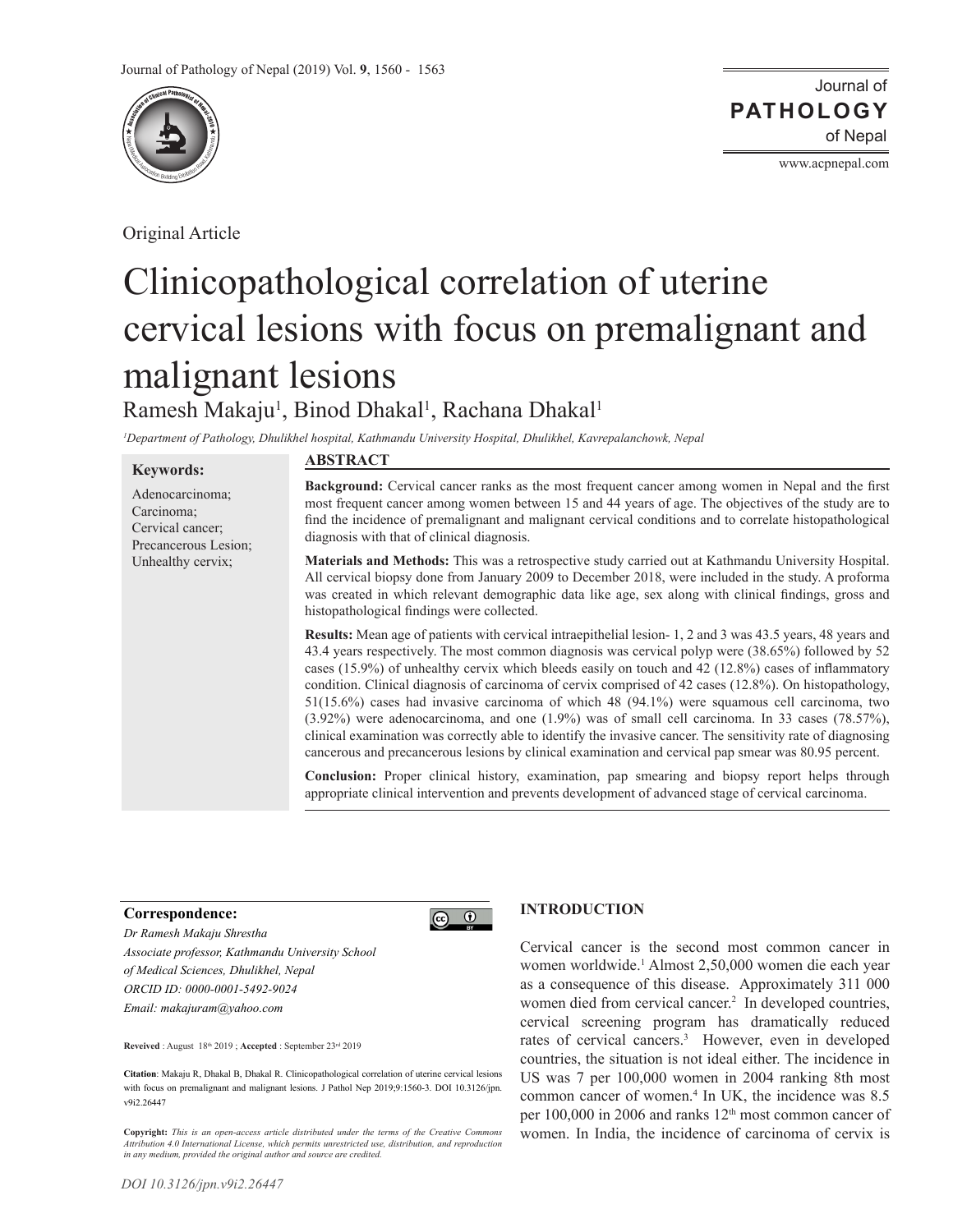Original Article

# Clinicopathological correlation of uterine cervical lesions with focus on premalignant and malignant lesions

Ramesh Makaju[1], Binod Dhakal[1], Rachana Dhakal[1]

*[1]Department of Pathology, Dhulikhel hospital, Kathmandu University Hospital, Dhulikhel, Kavrepalanchowk, Nepal*

**Keywords:**

Adenocarcinoma;
Carcinoma;
Cervical cancer;
Precancerous Lesion;
Unhealthy cervix;

## ABSTRACT

**Background:** Cervical cancer ranks as the most frequent cancer among women in Nepal and the first most frequent cancer among women between 15 and 44 years of age. The objectives of the study are to find the incidence of premalignant and malignant cervical conditions and to correlate histopathological diagnosis with that of clinical diagnosis.

**Materials and Methods:** This was a retrospective study carried out at Kathmandu University Hospital. All cervical biopsy done from January 2009 to December 2018, were included in the study. A proforma was created in which relevant demographic data like age, sex along with clinical findings, gross and histopathological findings were collected.

**Results:** Mean age of patients with cervical intraepithelial lesion- 1, 2 and 3 was 43.5 years, 48 years and 43.4 years respectively. The most common diagnosis was cervical polyp were (38.65%) followed by 52 cases (15.9%) of unhealthy cervix which bleeds easily on touch and 42 (12.8%) cases of inflammatory condition. Clinical diagnosis of carcinoma of cervix comprised of 42 cases (12.8%). On histopathology, 51(15.6%) cases had invasive carcinoma of which 48 (94.1%) were squamous cell carcinoma, two (3.92%) were adenocarcinoma, and one (1.9%) was of small cell carcinoma. In 33 cases (78.57%), clinical examination was correctly able to identify the invasive cancer. The sensitivity rate of diagnosing cancerous and precancerous lesions by clinical examination and cervical pap smear was 80.95 percent.

**Conclusion:** Proper clinical history, examination, pap smearing and biopsy report helps through appropriate clinical intervention and prevents development of advanced stage of cervical carcinoma.

**Correspondence:**

*Dr Ramesh Makaju Shrestha*
*Associate professor, Kathmandu University School of Medical Sciences, Dhulikhel, Nepal*
*ORCID ID: 0000-0001-5492-9024*
*Email: makajuram@yahoo.com*

**Reveived** : August 18th 2019 ; **Accepted** : September 23rd 2019

**Citation**: Makaju R, Dhakal B, Dhakal R. Clinicopathological correlation of uterine cervical lesions with focus on premalignant and malignant lesions. J Pathol Nep 2019;9:1560-3. DOI 10.3126/jpn.v9i2.26447

**Copyright:** *This is an open-access article distributed under the terms of the Creative Commons Attribution 4.0 International License, which permits unrestricted use, distribution, and reproduction in any medium, provided the original author and source are credited.*

## INTRODUCTION

Cervical cancer is the second most common cancer in women worldwide.[1] Almost 2,50,000 women die each year as a consequence of this disease. Approximately 311 000 women died from cervical cancer.[2] In developed countries, cervical screening program has dramatically reduced rates of cervical cancers.[3] However, even in developed countries, the situation is not ideal either. The incidence in US was 7 per 100,000 women in 2004 ranking 8th most common cancer of women.[4] In UK, the incidence was 8.5 per 100,000 in 2006 and ranks 12th most common cancer of women. In India, the incidence of carcinoma of cervix is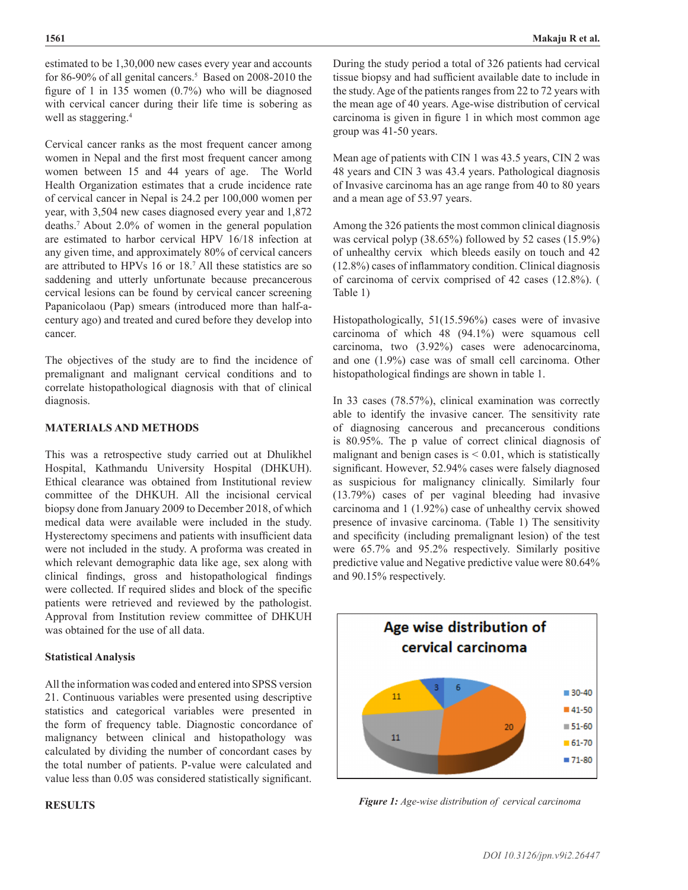estimated to be 1,30,000 new cases every year and accounts for 86-90% of all genital cancers.[5] Based on 2008-2010 the figure of 1 in 135 women (0.7%) who will be diagnosed with cervical cancer during their life time is sobering as well as staggering.[4]

Cervical cancer ranks as the most frequent cancer among women in Nepal and the first most frequent cancer among women between 15 and 44 years of age. The World Health Organization estimates that a crude incidence rate of cervical cancer in Nepal is 24.2 per 100,000 women per year, with 3,504 new cases diagnosed every year and 1,872 deaths.[7] About 2.0% of women in the general population are estimated to harbor cervical HPV 16/18 infection at any given time, and approximately 80% of cervical cancers are attributed to HPVs 16 or 18.[7] All these statistics are so saddening and utterly unfortunate because precancerous cervical lesions can be found by cervical cancer screening Papanicolaou (Pap) smears (introduced more than half-a-century ago) and treated and cured before they develop into cancer.

The objectives of the study are to find the incidence of premalignant and malignant cervical conditions and to correlate histopathological diagnosis with that of clinical diagnosis.

## MATERIALS AND METHODS

This was a retrospective study carried out at Dhulikhel Hospital, Kathmandu University Hospital (DHKUH). Ethical clearance was obtained from Institutional review committee of the DHKUH. All the incisional cervical biopsy done from January 2009 to December 2018, of which medical data were available were included in the study. Hysterectomy specimens and patients with insufficient data were not included in the study. A proforma was created in which relevant demographic data like age, sex along with clinical findings, gross and histopathological findings were collected. If required slides and block of the specific patients were retrieved and reviewed by the pathologist. Approval from Institution review committee of DHKUH was obtained for the use of all data.

### Statistical Analysis

All the information was coded and entered into SPSS version 21. Continuous variables were presented using descriptive statistics and categorical variables were presented in the form of frequency table. Diagnostic concordance of malignancy between clinical and histopathology was calculated by dividing the number of concordant cases by the total number of patients. P-value were calculated and value less than 0.05 was considered statistically significant.

## RESULTS

During the study period a total of 326 patients had cervical tissue biopsy and had sufficient available date to include in the study. Age of the patients ranges from 22 to 72 years with the mean age of 40 years. Age-wise distribution of cervical carcinoma is given in figure 1 in which most common age group was 41-50 years.

Mean age of patients with CIN 1 was 43.5 years, CIN 2 was 48 years and CIN 3 was 43.4 years. Pathological diagnosis of Invasive carcinoma has an age range from 40 to 80 years and a mean age of 53.97 years.

Among the 326 patients the most common clinical diagnosis was cervical polyp (38.65%) followed by 52 cases (15.9%) of unhealthy cervix which bleeds easily on touch and 42 (12.8%) cases of inflammatory condition. Clinical diagnosis of carcinoma of cervix comprised of 42 cases (12.8%). ( Table 1)

Histopathologically, 51(15.596%) cases were of invasive carcinoma of which 48 (94.1%) were squamous cell carcinoma, two (3.92%) cases were adenocarcinoma, and one (1.9%) case was of small cell carcinoma. Other histopathological findings are shown in table 1.

In 33 cases (78.57%), clinical examination was correctly able to identify the invasive cancer. The sensitivity rate of diagnosing cancerous and precancerous conditions is 80.95%. The p value of correct clinical diagnosis of malignant and benign cases is $< 0.01$, which is statistically significant. However, 52.94% cases were falsely diagnosed as suspicious for malignancy clinically. Similarly four (13.79%) cases of per vaginal bleeding had invasive carcinoma and 1 (1.92%) case of unhealthy cervix showed presence of invasive carcinoma. (Table 1) The sensitivity and specificity (including premalignant lesion) of the test were 65.7% and 95.2% respectively. Similarly positive predictive value and Negative predictive value were 80.64% and 90.15% respectively.

**Age wise distribution of cervical carcinoma**

| Age group | Cases |
|---|---|
| 30-40 | 6 |
| 41-50 | 20 |
| 51-60 | 11 |
| 61-70 | 11 |
| 71-80 | 3 |

***Figure 1:*** *Age-wise distribution of cervical carcinoma*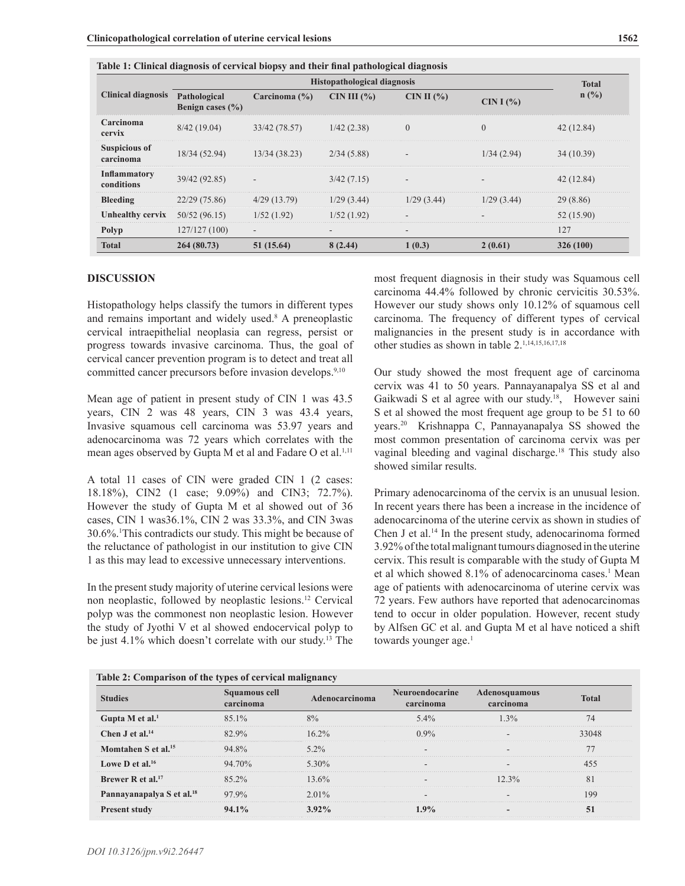**Table 1: Clinical diagnosis of cervical biopsy and their final pathological diagnosis**

| Clinical diagnosis | Histopathological diagnosis | | | | | Total n (%) |
|---|---|---|---|---|---|---|
| | Pathological Benign cases (%) | Carcinoma (%) | CIN III (%) | CIN II (%) | CIN I (%) | |
| **Carcinoma cervix** | 8/42 (19.04) | 33/42 (78.57) | 1/42 (2.38) | 0 | 0 | 42 (12.84) |
| **Suspicious of carcinoma** | 18/34 (52.94) | 13/34 (38.23) | 2/34 (5.88) | - | 1/34 (2.94) | 34 (10.39) |
| **Inflammatory conditions** | 39/42 (92.85) | - | 3/42 (7.15) | - | - | 42 (12.84) |
| **Bleeding** | 22/29 (75.86) | 4/29 (13.79) | 1/29 (3.44) | 1/29 (3.44) | 1/29 (3.44) | 29 (8.86) |
| **Unhealthy cervix** | 50/52 (96.15) | 1/52 (1.92) | 1/52 (1.92) | - | - | 52 (15.90) |
| **Polyp** | 127/127 (100) | - | - | - | | 127 |
| **Total** | **264 (80.73)** | **51 (15.64)** | **8 (2.44)** | **1 (0.3)** | **2 (0.61)** | **326 (100)** |

## DISCUSSION

Histopathology helps classify the tumors in different types and remains important and widely used.[8] A preneoplastic cervical intraepithelial neoplasia can regress, persist or progress towards invasive carcinoma. Thus, the goal of cervical cancer prevention program is to detect and treat all committed cancer precursors before invasion develops.[9,10]

Mean age of patient in present study of CIN 1 was 43.5 years, CIN 2 was 48 years, CIN 3 was 43.4 years, Invasive squamous cell carcinoma was 53.97 years and adenocarcinoma was 72 years which correlates with the mean ages observed by Gupta M et al and Fadare O et al.[1,11]

A total 11 cases of CIN were graded CIN 1 (2 cases: 18.18%), CIN2 (1 case; 9.09%) and CIN3; 72.7%). However the study of Gupta M et al showed out of 36 cases, CIN 1 was36.1%, CIN 2 was 33.3%, and CIN 3was 30.6%.[1]This contradicts our study. This might be because of the reluctance of pathologist in our institution to give CIN 1 as this may lead to excessive unnecessary interventions.

In the present study majority of uterine cervical lesions were non neoplastic, followed by neoplastic lesions.[12] Cervical polyp was the commonest non neoplastic lesion. However the study of Jyothi V et al showed endocervical polyp to be just 4.1% which doesn't correlate with our study.[13] The most frequent diagnosis in their study was Squamous cell carcinoma 44.4% followed by chronic cervicitis 30.53%. However our study shows only 10.12% of squamous cell carcinoma. The frequency of different types of cervical malignancies in the present study is in accordance with other studies as shown in table 2.[1,14,15,16,17,18]

Our study showed the most frequent age of carcinoma cervix was 41 to 50 years. Pannayanapalya SS et al and Gaikwadi S et al agree with our study.[18], However saini S et al showed the most frequent age group to be 51 to 60 years.[20] Krishnappa C, Pannayanapalya SS showed the most common presentation of carcinoma cervix was per vaginal bleeding and vaginal discharge.[18] This study also showed similar results.

Primary adenocarcinoma of the cervix is an unusual lesion. In recent years there has been a increase in the incidence of adenocarcinoma of the uterine cervix as shown in studies of Chen J et al.[14] In the present study, adenocarinoma formed 3.92% of the total malignant tumours diagnosed in the uterine cervix. This result is comparable with the study of Gupta M et al which showed 8.1% of adenocarcinoma cases.[1] Mean age of patients with adenocarcinoma of uterine cervix was 72 years. Few authors have reported that adenocarcinomas tend to occur in older population. However, recent study by Alfsen GC et al. and Gupta M et al have noticed a shift towards younger age.[1]

**Table 2: Comparison of the types of cervical malignancy**

| Studies | Squamous cell carcinoma | Adenocarcinoma | Neuroendocarine carcinoma | Adenosquamous carcinoma | Total |
|---|---|---|---|---|---|
| **Gupta M et al.[1]** | 85.1% | 8% | 5.4% | 1.3% | 74 |
| **Chen J et al.[14]** | 82.9% | 16.2% | 0.9% | - | 33048 |
| **Momtahen S et al.[15]** | 94.8% | 5.2% | - | - | 77 |
| **Lowe D et al.[16]** | 94.70% | 5.30% | - | - | 455 |
| **Brewer R et al.[17]** | 85.2% | 13.6% | - | 12.3% | 81 |
| **Pannayanapalya S et al.[18]** | 97.9% | 2.01% | - | - | 199 |
| **Present study** | **94.1%** | **3.92%** | **1.9%** | **-** | **51** |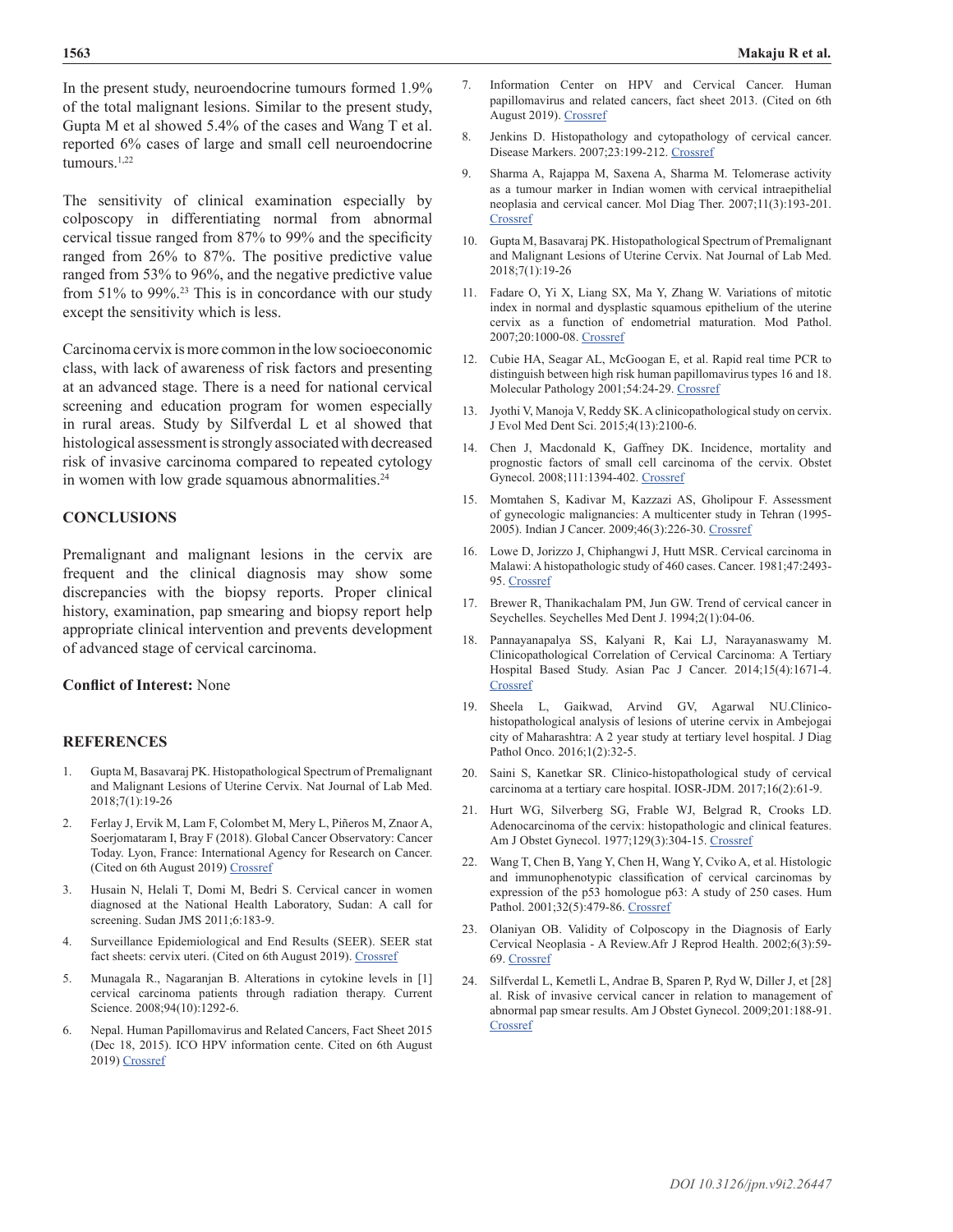In the present study, neuroendocrine tumours formed 1.9% of the total malignant lesions. Similar to the present study, Gupta M et al showed 5.4% of the cases and Wang T et al. reported 6% cases of large and small cell neuroendocrine tumours.[1,22]

The sensitivity of clinical examination especially by colposcopy in differentiating normal from abnormal cervical tissue ranged from 87% to 99% and the specificity ranged from 26% to 87%. The positive predictive value ranged from 53% to 96%, and the negative predictive value from 51% to 99%.[23] This is in concordance with our study except the sensitivity which is less.

Carcinoma cervix is more common in the low socioeconomic class, with lack of awareness of risk factors and presenting at an advanced stage. There is a need for national cervical screening and education program for women especially in rural areas. Study by Silfverdal L et al showed that histological assessment is strongly associated with decreased risk of invasive carcinoma compared to repeated cytology in women with low grade squamous abnormalities.[24]

## CONCLUSIONS

Premalignant and malignant lesions in the cervix are frequent and the clinical diagnosis may show some discrepancies with the biopsy reports. Proper clinical history, examination, pap smearing and biopsy report help appropriate clinical intervention and prevents development of advanced stage of cervical carcinoma.

**Conflict of Interest:** None

## REFERENCES

1. Gupta M, Basavaraj PK. Histopathological Spectrum of Premalignant and Malignant Lesions of Uterine Cervix. Nat Journal of Lab Med. 2018;7(1):19-26
2. Ferlay J, Ervik M, Lam F, Colombet M, Mery L, Piñeros M, Znaor A, Soerjomataram I, Bray F (2018). Global Cancer Observatory: Cancer Today. Lyon, France: International Agency for Research on Cancer. (Cited on 6th August 2019) Crossref
3. Husain N, Helali T, Domi M, Bedri S. Cervical cancer in women diagnosed at the National Health Laboratory, Sudan: A call for screening. Sudan JMS 2011;6:183-9.
4. Surveillance Epidemiological and End Results (SEER). SEER stat fact sheets: cervix uteri. (Cited on 6th August 2019). Crossref
5. Munagala R., Nagaranjan B. Alterations in cytokine levels in [1] cervical carcinoma patients through radiation therapy. Current Science. 2008;94(10):1292-6.
6. Nepal. Human Papillomavirus and Related Cancers, Fact Sheet 2015 (Dec 18, 2015). ICO HPV information cente. Cited on 6th August 2019) Crossref
7. Information Center on HPV and Cervical Cancer. Human papillomavirus and related cancers, fact sheet 2013. (Cited on 6th August 2019). Crossref
8. Jenkins D. Histopathology and cytopathology of cervical cancer. Disease Markers. 2007;23:199-212. Crossref
9. Sharma A, Rajappa M, Saxena A, Sharma M. Telomerase activity as a tumour marker in Indian women with cervical intraepithelial neoplasia and cervical cancer. Mol Diag Ther. 2007;11(3):193-201. Crossref
10. Gupta M, Basavaraj PK. Histopathological Spectrum of Premalignant and Malignant Lesions of Uterine Cervix. Nat Journal of Lab Med. 2018;7(1):19-26
11. Fadare O, Yi X, Liang SX, Ma Y, Zhang W. Variations of mitotic index in normal and dysplastic squamous epithelium of the uterine cervix as a function of endometrial maturation. Mod Pathol. 2007;20:1000-08. Crossref
12. Cubie HA, Seagar AL, McGoogan E, et al. Rapid real time PCR to distinguish between high risk human papillomavirus types 16 and 18. Molecular Pathology 2001;54:24-29. Crossref
13. Jyothi V, Manoja V, Reddy SK. A clinicopathological study on cervix. J Evol Med Dent Sci. 2015;4(13):2100-6.
14. Chen J, Macdonald K, Gaffney DK. Incidence, mortality and prognostic factors of small cell carcinoma of the cervix. Obstet Gynecol. 2008;111:1394-402. Crossref
15. Momtahen S, Kadivar M, Kazzazi AS, Gholipour F. Assessment of gynecologic malignancies: A multicenter study in Tehran (1995-2005). Indian J Cancer. 2009;46(3):226-30. Crossref
16. Lowe D, Jorizzo J, Chiphangwi J, Hutt MSR. Cervical carcinoma in Malawi: A histopathologic study of 460 cases. Cancer. 1981;47:2493-95. Crossref
17. Brewer R, Thanikachalam PM, Jun GW. Trend of cervical cancer in Seychelles. Seychelles Med Dent J. 1994;2(1):04-06.
18. Pannayanapalya SS, Kalyani R, Kai LJ, Narayanaswamy M. Clinicopathological Correlation of Cervical Carcinoma: A Tertiary Hospital Based Study. Asian Pac J Cancer. 2014;15(4):1671-4. Crossref
19. Sheela L, Gaikwad, Arvind GV, Agarwal NU.Clinico-histopathological analysis of lesions of uterine cervix in Ambejogai city of Maharashtra: A 2 year study at tertiary level hospital. J Diag Pathol Onco. 2016;1(2):32-5.
20. Saini S, Kanetkar SR. Clinico-histopathological study of cervical carcinoma at a tertiary care hospital. IOSR-JDM. 2017;16(2):61-9.
21. Hurt WG, Silverberg SG, Frable WJ, Belgrad R, Crooks LD. Adenocarcinoma of the cervix: histopathologic and clinical features. Am J Obstet Gynecol. 1977;129(3):304-15. Crossref
22. Wang T, Chen B, Yang Y, Chen H, Wang Y, Cviko A, et al. Histologic and immunophenotypic classification of cervical carcinomas by expression of the p53 homologue p63: A study of 250 cases. Hum Pathol. 2001;32(5):479-86. Crossref
23. Olaniyan OB. Validity of Colposcopy in the Diagnosis of Early Cervical Neoplasia - A Review.Afr J Reprod Health. 2002;6(3):59-69. Crossref
24. Silfverdal L, Kemetli L, Andrae B, Sparen P, Ryd W, Diller J, et [28] al. Risk of invasive cervical cancer in relation to management of abnormal pap smear results. Am J Obstet Gynecol. 2009;201:188-91. Crossref